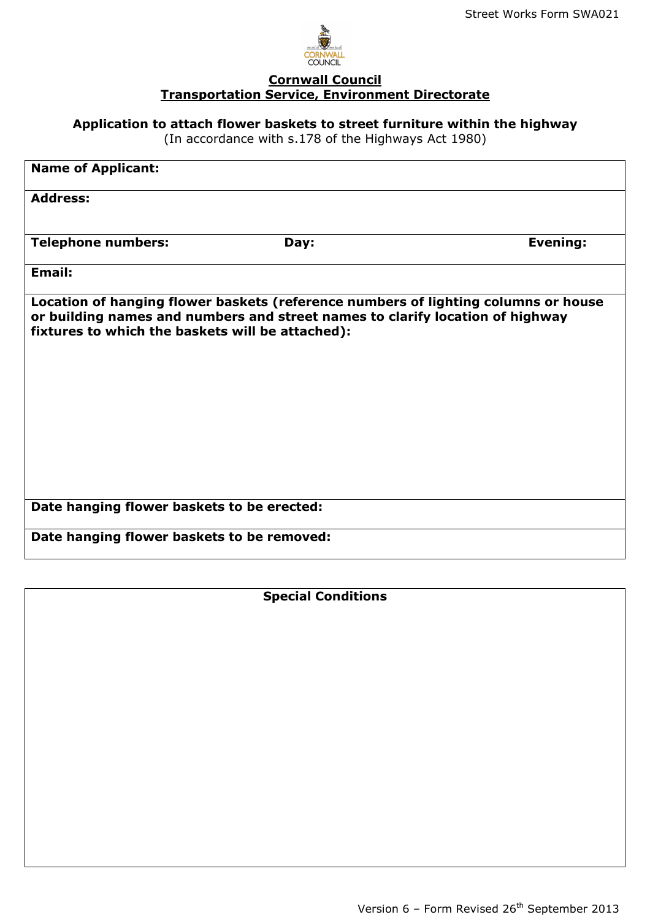Street Works Form SWA021

**Cornwall Council**
**Transportation Service, Environment Directorate**

**Application to attach flower baskets to street furniture within the highway**
(In accordance with s.178 of the Highways Act 1980)

| **Name of Applicant:** | | |
|---|---|---|
| **Address:** | | |
| **Telephone numbers:** | **Day:** | **Evening:** |
| **Email:** | | |
| **Location of hanging flower baskets (reference numbers of lighting columns or house or building names and numbers and street names to clarify location of highway fixtures to which the baskets will be attached):** | | |
| **Date hanging flower baskets to be erected:** | | |
| **Date hanging flower baskets to be removed:** | | |

| **Special Conditions** |
|---|
| |

Version 6 – Form Revised 26th September 2013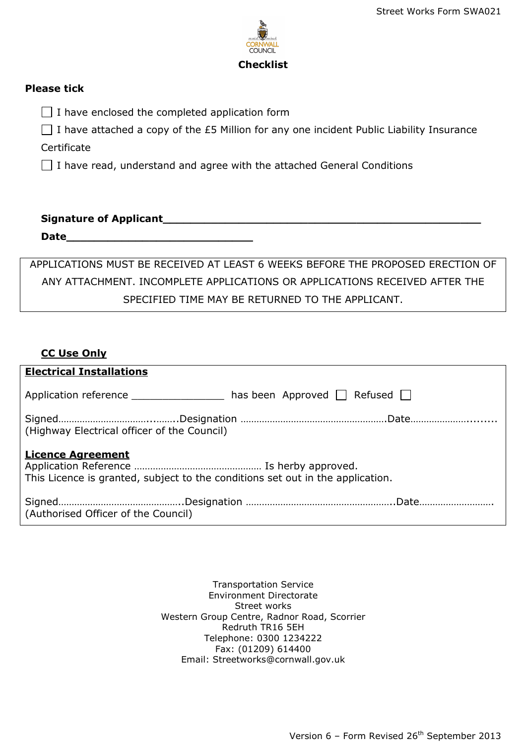Street Works Form SWA021

CORNWALL COUNCIL

# Checklist

**Please tick**

☐ I have enclosed the completed application form

☐ I have attached a copy of the £5 Million for any one incident Public Liability Insurance Certificate

☐ I have read, understand and agree with the attached General Conditions

**Signature of Applicant**\_\_\_\_\_\_\_\_\_\_\_\_\_\_\_\_\_\_\_\_\_\_\_\_\_\_\_\_\_\_\_\_\_\_\_\_\_\_\_\_\_\_\_\_\_\_\_\_

**Date**\_\_\_\_\_\_\_\_\_\_\_\_\_\_\_\_\_\_\_\_\_\_\_\_\_\_\_\_

APPLICATIONS MUST BE RECEIVED AT LEAST 6 WEEKS BEFORE THE PROPOSED ERECTION OF ANY ATTACHMENT. INCOMPLETE APPLICATIONS OR APPLICATIONS RECEIVED AFTER THE SPECIFIED TIME MAY BE RETURNED TO THE APPLICANT.

**CC Use Only**

**Electrical Installations**

Application reference \_\_\_\_\_\_\_\_\_\_\_\_\_\_\_ has been Approved ☐ Refused ☐

Signed……………………………..……..Designation ……………………………………………….Date…………………........
(Highway Electrical officer of the Council)

**Licence Agreement**

Application Reference ………………………………………… Is herby approved.
This Licence is granted, subject to the conditions set out in the application.

Signed………………………………………..Designation ………………………………………………..Date……………………….
(Authorised Officer of the Council)

Transportation Service
Environment Directorate
Street works
Western Group Centre, Radnor Road, Scorrier
Redruth TR16 5EH
Telephone: 0300 1234222
Fax: (01209) 614400
Email: Streetworks@cornwall.gov.uk

Version 6 – Form Revised 26th September 2013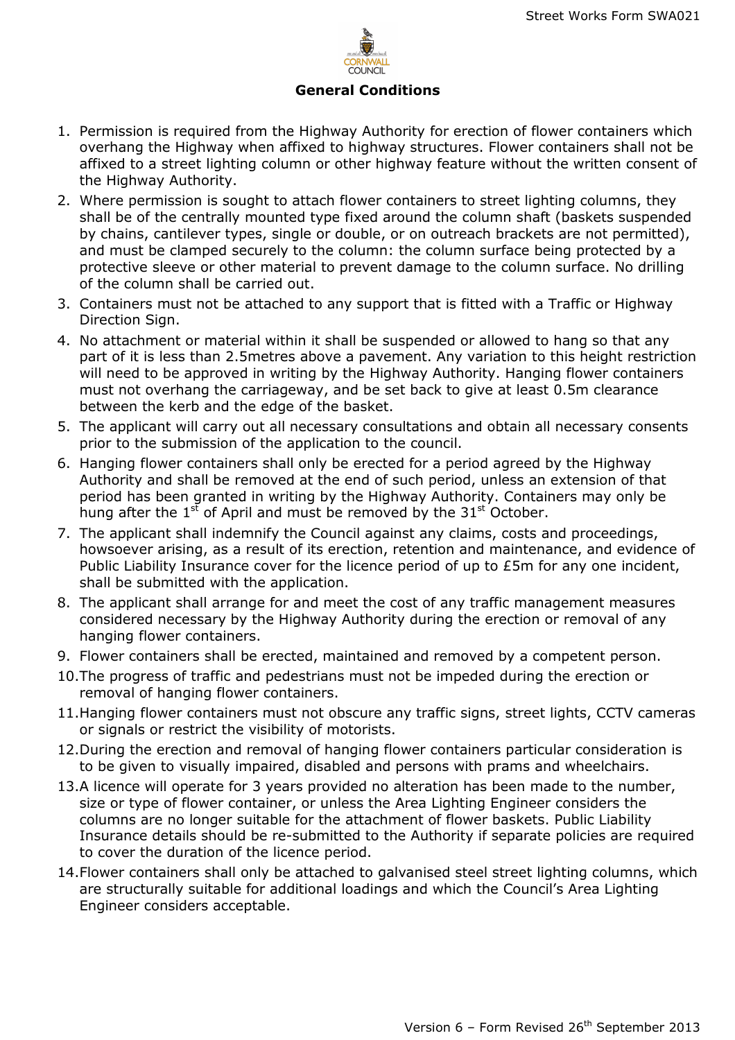# General Conditions

1. Permission is required from the Highway Authority for erection of flower containers which overhang the Highway when affixed to highway structures. Flower containers shall not be affixed to a street lighting column or other highway feature without the written consent of the Highway Authority.
2. Where permission is sought to attach flower containers to street lighting columns, they shall be of the centrally mounted type fixed around the column shaft (baskets suspended by chains, cantilever types, single or double, or on outreach brackets are not permitted), and must be clamped securely to the column: the column surface being protected by a protective sleeve or other material to prevent damage to the column surface. No drilling of the column shall be carried out.
3. Containers must not be attached to any support that is fitted with a Traffic or Highway Direction Sign.
4. No attachment or material within it shall be suspended or allowed to hang so that any part of it is less than 2.5metres above a pavement. Any variation to this height restriction will need to be approved in writing by the Highway Authority. Hanging flower containers must not overhang the carriageway, and be set back to give at least 0.5m clearance between the kerb and the edge of the basket.
5. The applicant will carry out all necessary consultations and obtain all necessary consents prior to the submission of the application to the council.
6. Hanging flower containers shall only be erected for a period agreed by the Highway Authority and shall be removed at the end of such period, unless an extension of that period has been granted in writing by the Highway Authority. Containers may only be hung after the 1st of April and must be removed by the 31st October.
7. The applicant shall indemnify the Council against any claims, costs and proceedings, howsoever arising, as a result of its erection, retention and maintenance, and evidence of Public Liability Insurance cover for the licence period of up to £5m for any one incident, shall be submitted with the application.
8. The applicant shall arrange for and meet the cost of any traffic management measures considered necessary by the Highway Authority during the erection or removal of any hanging flower containers.
9. Flower containers shall be erected, maintained and removed by a competent person.
10. The progress of traffic and pedestrians must not be impeded during the erection or removal of hanging flower containers.
11. Hanging flower containers must not obscure any traffic signs, street lights, CCTV cameras or signals or restrict the visibility of motorists.
12. During the erection and removal of hanging flower containers particular consideration is to be given to visually impaired, disabled and persons with prams and wheelchairs.
13. A licence will operate for 3 years provided no alteration has been made to the number, size or type of flower container, or unless the Area Lighting Engineer considers the columns are no longer suitable for the attachment of flower baskets. Public Liability Insurance details should be re-submitted to the Authority if separate policies are required to cover the duration of the licence period.
14. Flower containers shall only be attached to galvanised steel street lighting columns, which are structurally suitable for additional loadings and which the Council's Area Lighting Engineer considers acceptable.